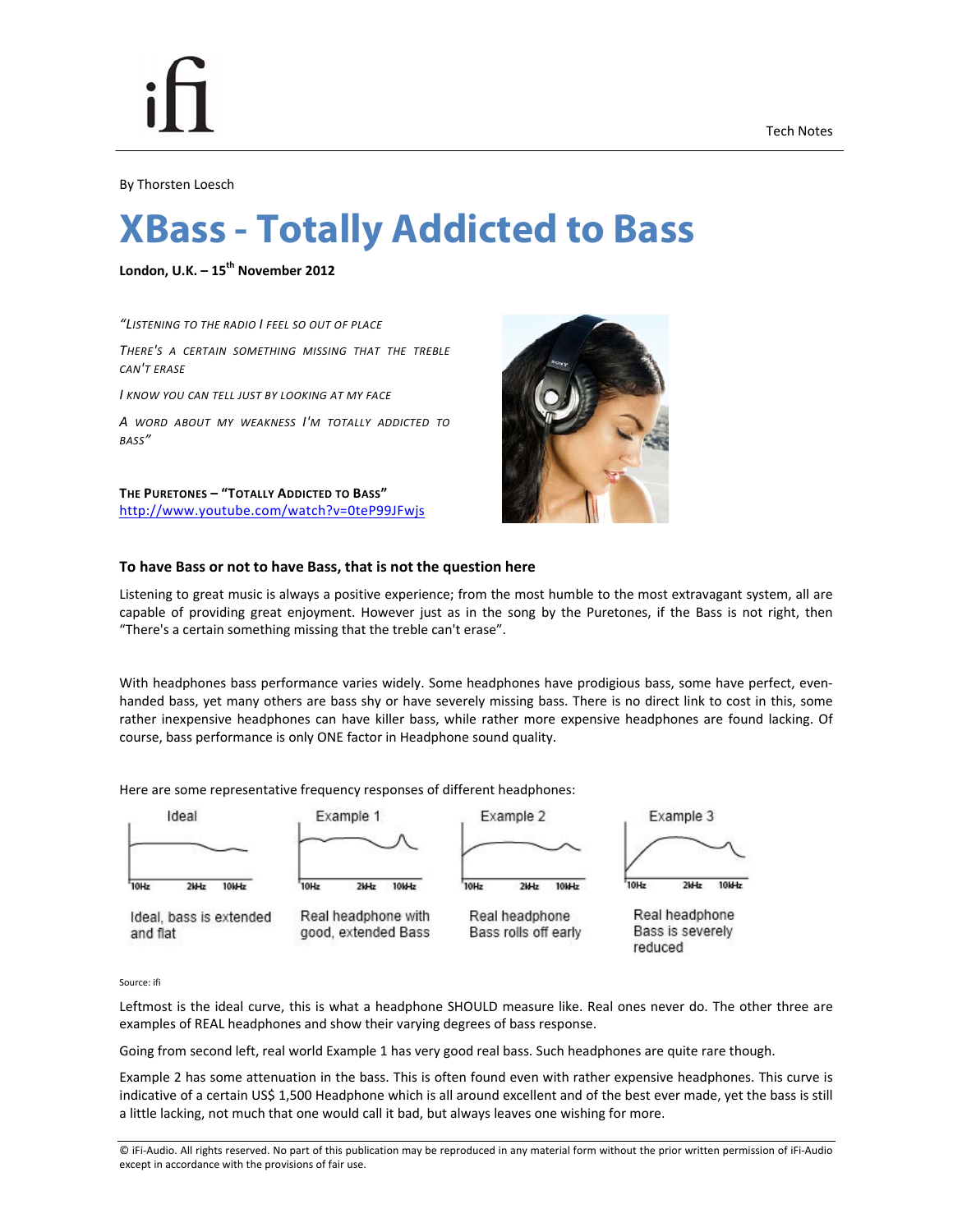By Thorsten Loesch

# XBass - Totally Addicted to Bass

**London, U.K. – 15th November 2012**

*"Listening to the radio I feel so out of place*

*There's a certain something missing that the treble can't erase*

*I know you can tell just by looking at my face*

*A word about my weakness I'm totally addicted to bass"*

**The Puretones – "Totally Addicted to Bass"**
http://www.youtube.com/watch?v=0teP99JFwjs

### To have Bass or not to have Bass, that is not the question here

Listening to great music is always a positive experience; from the most humble to the most extravagant system, all are capable of providing great enjoyment. However just as in the song by the Puretones, if the Bass is not right, then "There's a certain something missing that the treble can't erase".

With headphones bass performance varies widely. Some headphones have prodigious bass, some have perfect, even-handed bass, yet many others are bass shy or have severely missing bass. There is no direct link to cost in this, some rather inexpensive headphones can have killer bass, while rather more expensive headphones are found lacking. Of course, bass performance is only ONE factor in Headphone sound quality.

Here are some representative frequency responses of different headphones:

Ideal
10Hz 2kHz 10kHz
Ideal, bass is extended and flat

Example 1
10Hz 2kHz 10kHz
Real headphone with good, extended Bass

Example 2
10Hz 2kHz 10kHz
Real headphone Bass rolls off early

Example 3
10Hz 2kHz 10kHz
Real headphone Bass is severely reduced

Source: ifi

Leftmost is the ideal curve, this is what a headphone SHOULD measure like. Real ones never do. The other three are examples of REAL headphones and show their varying degrees of bass response.

Going from second left, real world Example 1 has very good real bass. Such headphones are quite rare though.

Example 2 has some attenuation in the bass. This is often found even with rather expensive headphones. This curve is indicative of a certain US$ 1,500 Headphone which is all around excellent and of the best ever made, yet the bass is still a little lacking, not much that one would call it bad, but always leaves one wishing for more.

© iFi-Audio. All rights reserved. No part of this publication may be reproduced in any material form without the prior written permission of iFi-Audio except in accordance with the provisions of fair use.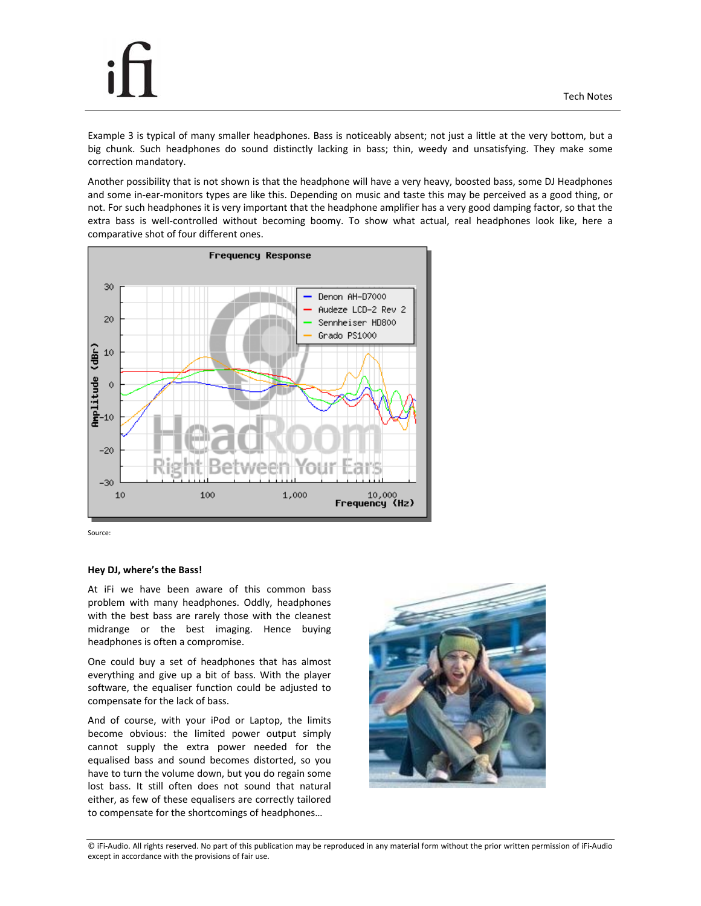Example 3 is typical of many smaller headphones. Bass is noticeably absent; not just a little at the very bottom, but a big chunk. Such headphones do sound distinctly lacking in bass; thin, weedy and unsatisfying. They make some correction mandatory.

Another possibility that is not shown is that the headphone will have a very heavy, boosted bass, some DJ Headphones and some in-ear-monitors types are like this. Depending on music and taste this may be perceived as a good thing, or not. For such headphones it is very important that the headphone amplifier has a very good damping factor, so that the extra bass is well-controlled without becoming boomy. To show what actual, real headphones look like, here a comparative shot of four different ones.

Source:

**Hey DJ, where's the Bass!**

At iFi we have been aware of this common bass problem with many headphones. Oddly, headphones with the best bass are rarely those with the cleanest midrange or the best imaging. Hence buying headphones is often a compromise.

One could buy a set of headphones that has almost everything and give up a bit of bass. With the player software, the equaliser function could be adjusted to compensate for the lack of bass.

And of course, with your iPod or Laptop, the limits become obvious: the limited power output simply cannot supply the extra power needed for the equalised bass and sound becomes distorted, so you have to turn the volume down, but you do regain some lost bass. It still often does not sound that natural either, as few of these equalisers are correctly tailored to compensate for the shortcomings of headphones…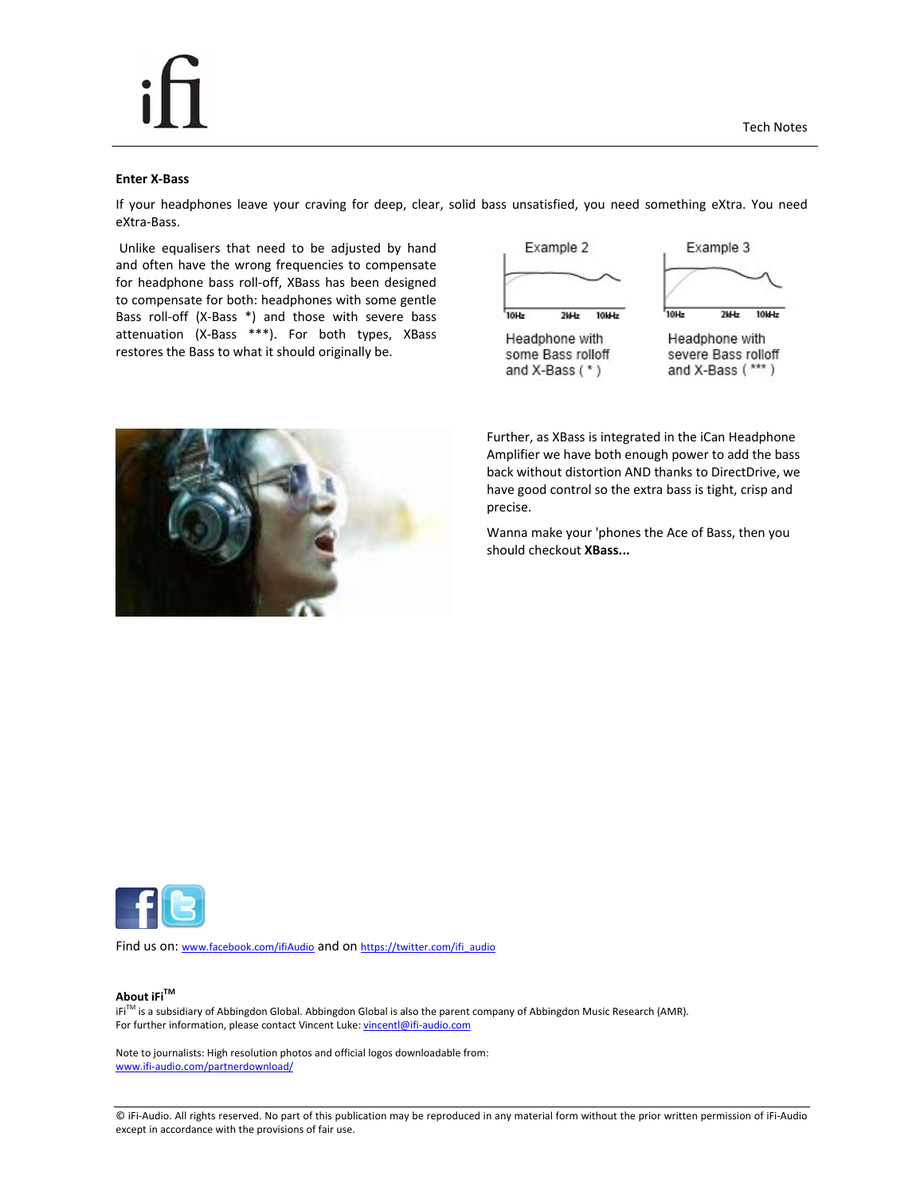**Enter X-Bass**

If your headphones leave your craving for deep, clear, solid bass unsatisfied, you need something eXtra. You need eXtra-Bass.

Unlike equalisers that need to be adjusted by hand and often have the wrong frequencies to compensate for headphone bass roll-off, XBass has been designed to compensate for both: headphones with some gentle Bass roll-off (X-Bass *) and those with severe bass attenuation (X-Bass ***). For both types, XBass restores the Bass to what it should originally be.

Example 2

10Hz 2kHz 10kHz

Headphone with some Bass rolloff and X-Bass ( * )

Example 3

10Hz 2kHz 10kHz

Headphone with severe Bass rolloff and X-Bass ( *** )

Further, as XBass is integrated in the iCan Headphone Amplifier we have both enough power to add the bass back without distortion AND thanks to DirectDrive, we have good control so the extra bass is tight, crisp and precise.

Wanna make your 'phones the Ace of Bass, then you should checkout **XBass...**

Find us on: www.facebook.com/ifiAudio and on https://twitter.com/ifi_audio

**About iFi™**

iFi™ is a subsidiary of Abbingdon Global. Abbingdon Global is also the parent company of Abbingdon Music Research (AMR).
For further information, please contact Vincent Luke: vincentl@ifi-audio.com

Note to journalists: High resolution photos and official logos downloadable from:
www.ifi-audio.com/partnerdownload/

© iFi-Audio. All rights reserved. No part of this publication may be reproduced in any material form without the prior written permission of iFi-Audio except in accordance with the provisions of fair use.